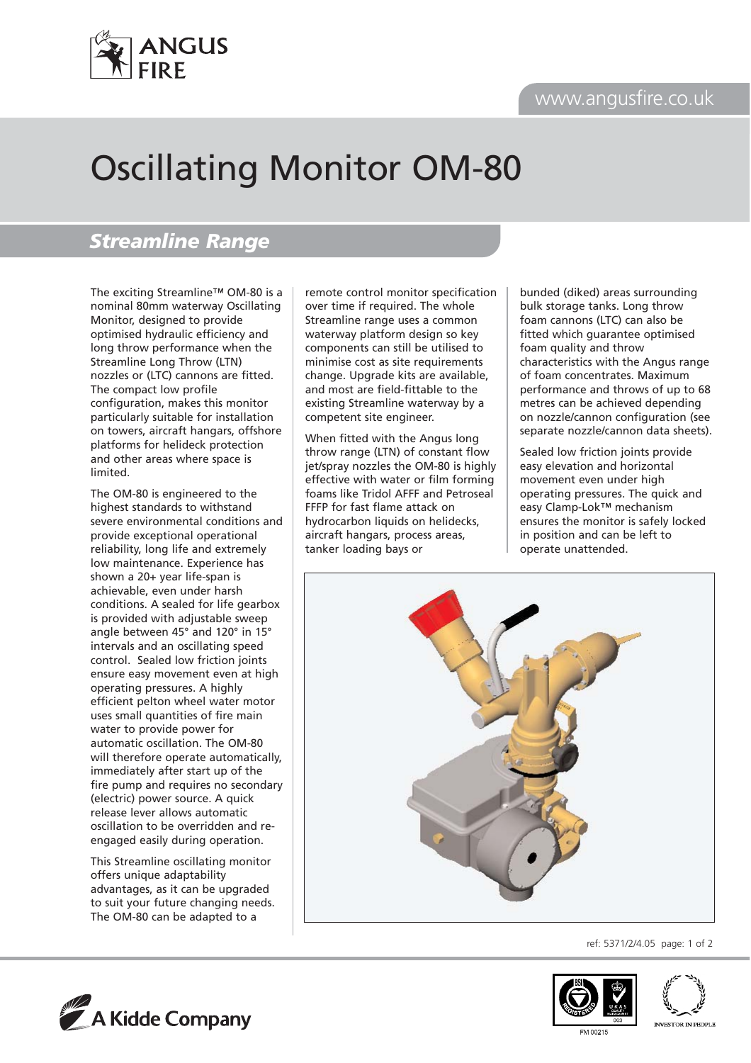# Oscillating Monitor OM-80

## *Streamline Range*

The exciting Streamline™ OM-80 is a nominal 80mm waterway Oscillating Monitor, designed to provide optimised hydraulic efficiency and long throw performance when the Streamline Long Throw (LTN) nozzles or (LTC) cannons are fitted. The compact low profile configuration, makes this monitor particularly suitable for installation on towers, aircraft hangars, offshore platforms for helideck protection and other areas where space is limited.

The OM-80 is engineered to the highest standards to withstand severe environmental conditions and provide exceptional operational reliability, long life and extremely low maintenance. Experience has shown a 20+ year life-span is achievable, even under harsh conditions. A sealed for life gearbox is provided with adjustable sweep angle between 45° and 120° in 15° intervals and an oscillating speed control. Sealed low friction joints ensure easy movement even at high operating pressures. A highly efficient pelton wheel water motor uses small quantities of fire main water to provide power for automatic oscillation. The OM-80 will therefore operate automatically, immediately after start up of the fire pump and requires no secondary (electric) power source. A quick release lever allows automatic oscillation to be overridden and re-engaged easily during operation.

This Streamline oscillating monitor offers unique adaptability advantages, as it can be upgraded to suit your future changing needs. The OM-80 can be adapted to a remote control monitor specification over time if required. The whole Streamline range uses a common waterway platform design so key components can still be utilised to minimise cost as site requirements change. Upgrade kits are available, and most are field-fittable to the existing Streamline waterway by a competent site engineer.

When fitted with the Angus long throw range (LTN) of constant flow jet/spray nozzles the OM-80 is highly effective with water or film forming foams like Tridol AFFF and Petroseal FFFP for fast flame attack on hydrocarbon liquids on helidecks, aircraft hangars, process areas, tanker loading bays or bunded (diked) areas surrounding bulk storage tanks. Long throw foam cannons (LTC) can also be fitted which guarantee optimised foam quality and throw characteristics with the Angus range of foam concentrates. Maximum performance and throws of up to 68 metres can be achieved depending on nozzle/cannon configuration (see separate nozzle/cannon data sheets).

Sealed low friction joints provide easy elevation and horizontal movement even under high operating pressures. The quick and easy Clamp-Lok™ mechanism ensures the monitor is safely locked in position and can be left to operate unattended.

ref: 5371/2/4.05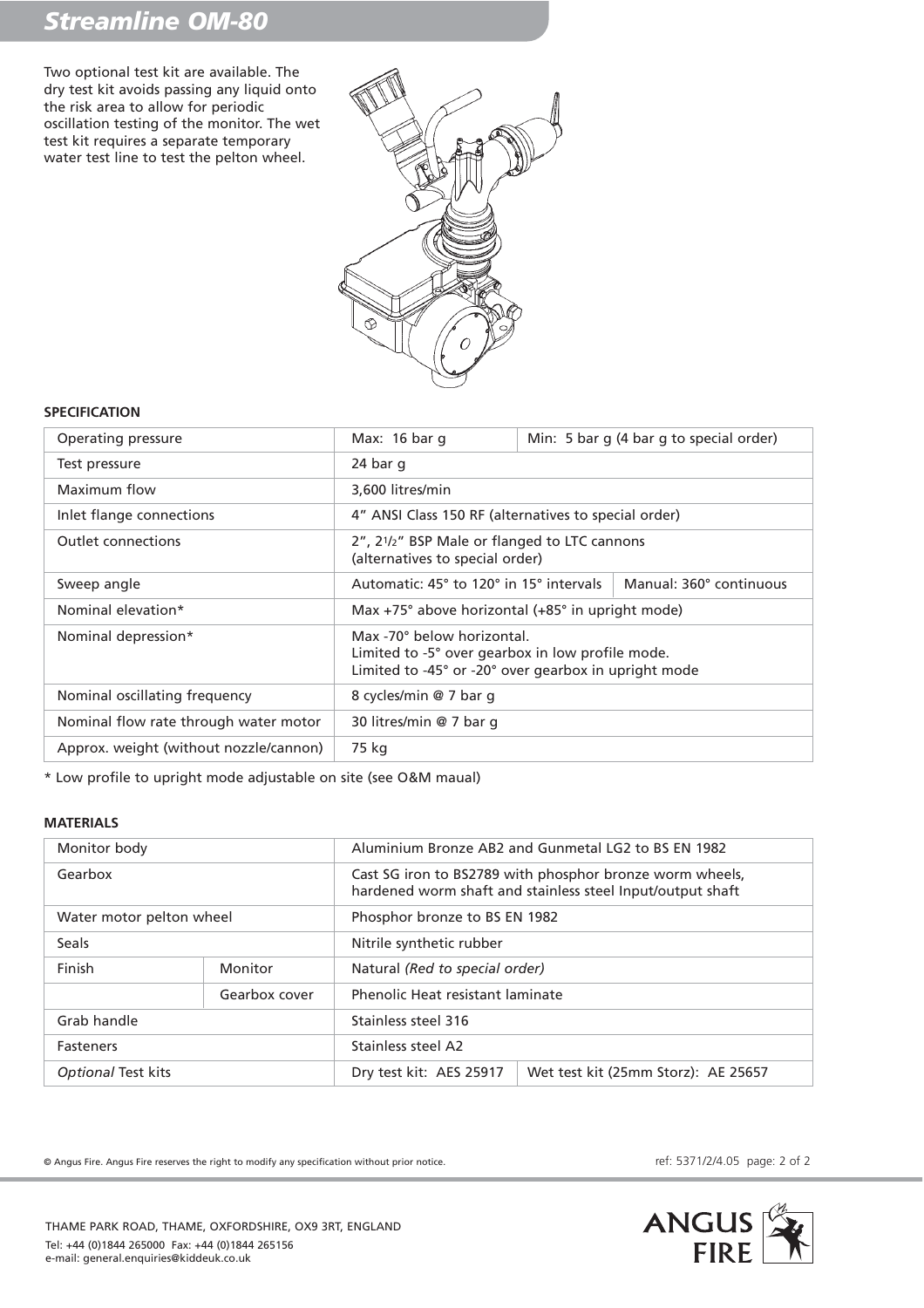# Streamline OM-80

Two optional test kit are available. The dry test kit avoids passing any liquid onto the risk area to allow for periodic oscillation testing of the monitor. The wet test kit requires a separate temporary water test line to test the pelton wheel.

### SPECIFICATION

| | | |
|---|---|---|
| Operating pressure | Max: 16 bar g | Min: 5 bar g (4 bar g to special order) |
| Test pressure | 24 bar g | |
| Maximum flow | 3,600 litres/min | |
| Inlet flange connections | 4" ANSI Class 150 RF (alternatives to special order) | |
| Outlet connections | 2", 2½" BSP Male or flanged to LTC cannons (alternatives to special order) | |
| Sweep angle | Automatic: 45° to 120° in 15° intervals | Manual: 360° continuous |
| Nominal elevation* | Max +75° above horizontal (+85° in upright mode) | |
| Nominal depression* | Max -70° below horizontal. Limited to -5° over gearbox in low profile mode. Limited to -45° or -20° over gearbox in upright mode | |
| Nominal oscillating frequency | 8 cycles/min @ 7 bar g | |
| Nominal flow rate through water motor | 30 litres/min @ 7 bar g | |
| Approx. weight (without nozzle/cannon) | 75 kg | |

\* Low profile to upright mode adjustable on site (see O&M maual)

### MATERIALS

| | | | |
|---|---|---|---|
| Monitor body | | Aluminium Bronze AB2 and Gunmetal LG2 to BS EN 1982 | |
| Gearbox | | Cast SG iron to BS2789 with phosphor bronze worm wheels, hardened worm shaft and stainless steel Input/output shaft | |
| Water motor pelton wheel | | Phosphor bronze to BS EN 1982 | |
| Seals | | Nitrile synthetic rubber | |
| Finish | Monitor | Natural *(Red to special order)* | |
| | Gearbox cover | Phenolic Heat resistant laminate | |
| Grab handle | | Stainless steel 316 | |
| Fasteners | | Stainless steel A2 | |
| *Optional* Test kits | | Dry test kit: AES 25917 | Wet test kit (25mm Storz): AE 25657 |

© Angus Fire. Angus Fire reserves the right to modify any specification without prior notice.

ref: 5371/2/4.05

THAME PARK ROAD, THAME, OXFORDSHIRE, OX9 3RT, ENGLAND
Tel: +44 (0)1844 265000 Fax: +44 (0)1844 265156
e-mail: general.enquiries@kiddeuk.co.uk

ANGUS FIRE